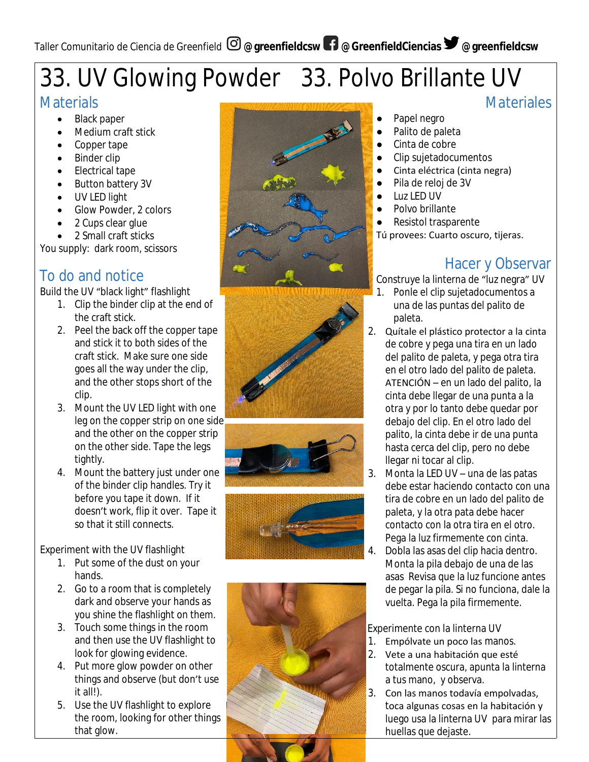# 33. UV Glowing Powder

## Materials

- Black paper
- Medium craft stick
- Copper tape
- Binder clip
- Electrical tape
- Button battery 3V
- UV LED light
- Glow Powder, 2 colors
- 2 Cups clear glue
- 2 Small craft sticks

You supply: dark room, scissors

## To do and notice

Build the UV "black light" flashlight

1. Clip the binder clip at the end of the craft stick.
2. Peel the back off the copper tape and stick it to both sides of the craft stick. Make sure one side goes all the way under the clip, and the other stops short of the clip.
3. Mount the UV LED light with one leg on the copper strip on one side and the other on the copper strip on the other side. Tape the legs tightly.
4. Mount the battery just under one of the binder clip handles. Try it before you tape it down. If it doesn't work, flip it over. Tape it so that it still connects.

Experiment with the UV flashlight

1. Put some of the dust on your hands.
2. Go to a room that is completely dark and observe your hands as you shine the flashlight on them.
3. Touch some things in the room and then use the UV flashlight to look for glowing evidence.
4. Put more glow powder on other things and observe (but don't use it all!).
5. Use the UV flashlight to explore the room, looking for other things that glow.

# 33. Polvo Brillante UV

## Materiales

- Papel negro
- Palito de paleta
- Cinta de cobre
- Clip sujetadocumentos
- Cinta eléctrica (cinta negra)
- Pila de reloj de 3V
- Luz LED UV
- Polvo brillante
- Resistol trasparente

Tú provees: Cuarto oscuro, tijeras.

## Hacer y Observar

Construye la linterna de "luz negra" UV

1. Ponle el clip sujetadocumentos a una de las puntas del palito de paleta.
2. Quítale el plástico protector a la cinta de cobre y pega una tira en un lado del palito de paleta, y pega otra tira en el otro lado del palito de paleta. ATENCIÓN – en un lado del palito, la cinta debe llegar de una punta a la otra y por lo tanto debe quedar por debajo del clip. En el otro lado del palito, la cinta debe ir de una punta hasta cerca del clip, pero no debe llegar ni tocar al clip.
3. Monta la LED UV – una de las patas debe estar haciendo contacto con una tira de cobre en un lado del palito de paleta, y la otra pata debe hacer contacto con la otra tira en el otro. Pega la luz firmemente con cinta.
4. Dobla las asas del clip hacia dentro. Monta la pila debajo de una de las asas Revisa que la luz funcione antes de pegar la pila. Si no funciona, dale la vuelta. Pega la pila firmemente.

Experimente con la linterna UV

1. Empólvate un poco las manos.
2. Vete a una habitación que esté totalmente oscura, apunta la linterna a tus mano, y observa.
3. Con las manos todavía empolvadas, toca algunas cosas en la habitación y luego usa la linterna UV para mirar las huellas que dejaste.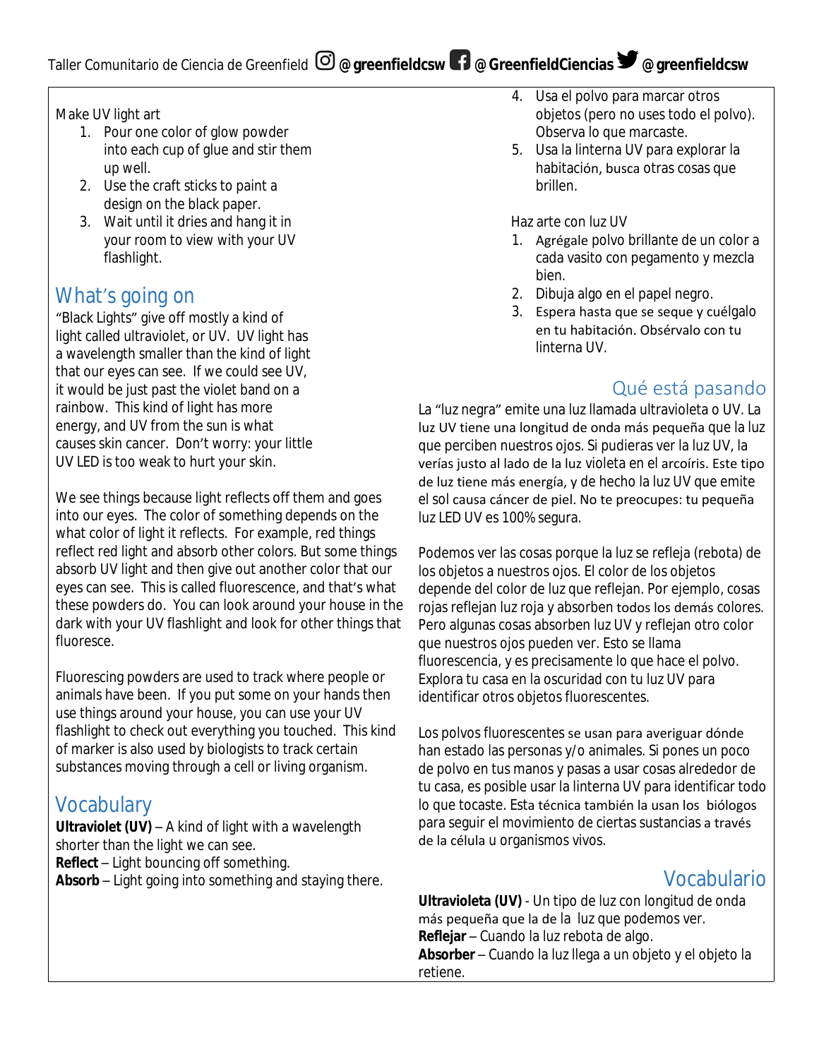Make UV light art

1. Pour one color of glow powder into each cup of glue and stir them up well.
2. Use the craft sticks to paint a design on the black paper.
3. Wait until it dries and hang it in your room to view with your UV flashlight.

## What's going on

"Black Lights" give off mostly a kind of light called ultraviolet, or UV. UV light has a wavelength smaller than the kind of light that our eyes can see. If we could see UV, it would be just past the violet band on a rainbow. This kind of light has more energy, and UV from the sun is what causes skin cancer. Don't worry: your little UV LED is too weak to hurt your skin.

We see things because light reflects off them and goes into our eyes. The color of something depends on the what color of light it reflects. For example, red things reflect red light and absorb other colors. But some things absorb UV light and then give out another color that our eyes can see. This is called fluorescence, and that's what these powders do. You can look around your house in the dark with your UV flashlight and look for other things that fluoresce.

Fluorescing powders are used to track where people or animals have been. If you put some on your hands then use things around your house, you can use your UV flashlight to check out everything you touched. This kind of marker is also used by biologists to track certain substances moving through a cell or living organism.

## Vocabulary

**Ultraviolet (UV)** – A kind of light with a wavelength shorter than the light we can see.
**Reflect** – Light bouncing off something.
**Absorb** – Light going into something and staying there.

4. Usa el polvo para marcar otros objetos (pero no uses todo el polvo). Observa lo que marcaste.
5. Usa la linterna UV para explorar la habitación, busca otras cosas que brillen.

Haz arte con luz UV

1. Agrégale polvo brillante de un color a cada vasito con pegamento y mezcla bien.
2. Dibuja algo en el papel negro.
3. Espera hasta que se seque y cuélgalo en tu habitación. Obsérvalo con tu linterna UV.

## Qué está pasando

La "luz negra" emite una luz llamada ultravioleta o UV. La luz UV tiene una longitud de onda más pequeña que la luz que perciben nuestros ojos. Si pudieras ver la luz UV, la verías justo al lado de la luz violeta en el arcoíris. Este tipo de luz tiene más energía, y de hecho la luz UV que emite el sol causa cáncer de piel. No te preocupes: tu pequeña luz LED UV es 100% segura.

Podemos ver las cosas porque la luz se refleja (rebota) de los objetos a nuestros ojos. El color de los objetos depende del color de luz que reflejan. Por ejemplo, cosas rojas reflejan luz roja y absorben todos los demás colores. Pero algunas cosas absorben luz UV y reflejan otro color que nuestros ojos pueden ver. Esto se llama fluorescencia, y es precisamente lo que hace el polvo. Explora tu casa en la oscuridad con tu luz UV para identificar otros objetos fluorescentes.

Los polvos fluorescentes se usan para averiguar dónde han estado las personas y/o animales. Si pones un poco de polvo en tus manos y pasas a usar cosas alrededor de tu casa, es posible usar la linterna UV para identificar todo lo que tocaste. Esta técnica también la usan los biólogos para seguir el movimiento de ciertas sustancias a través de la célula u organismos vivos.

## Vocabulario

**Ultravioleta (UV)** - Un tipo de luz con longitud de onda más pequeña que la de la luz que podemos ver.
**Reflejar** – Cuando la luz rebota de algo.
**Absorber** – Cuando la luz llega a un objeto y el objeto la retiene.